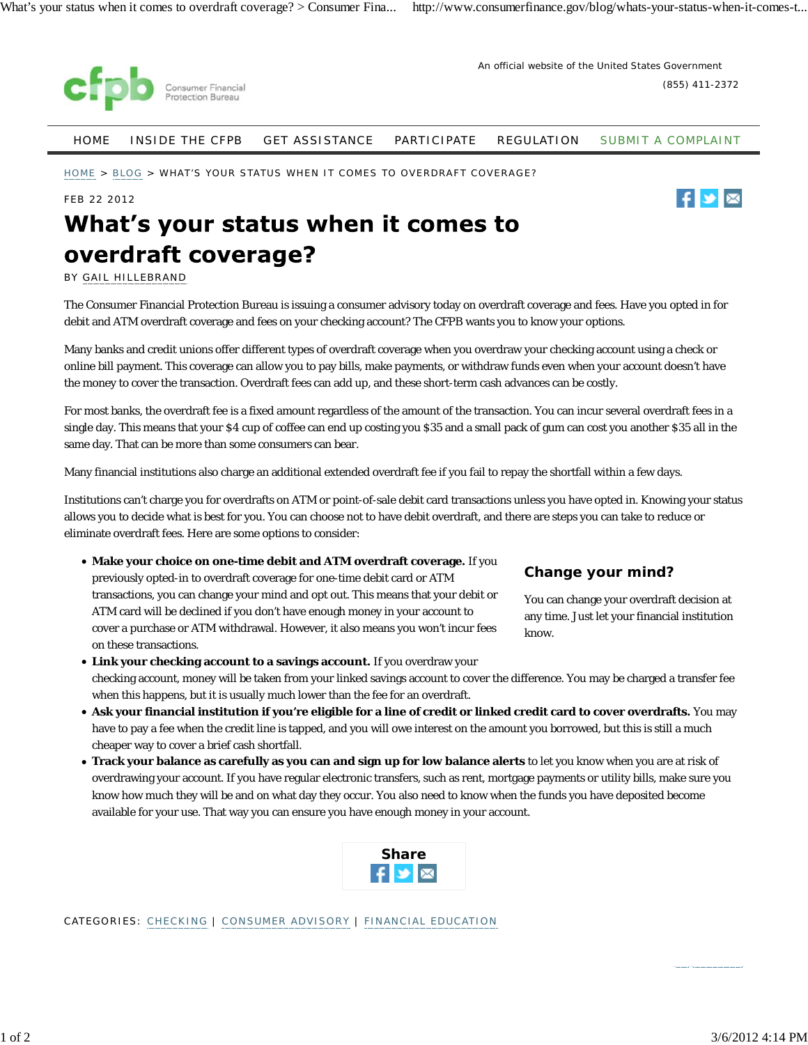An official website of the United States Government

(855) 411-2372

HOME | INSIDE THE CFPB | GET ASSISTANCE | PARTICIPATE | REGULATION | SUBMIT A COMPLAINT

HOME > BLOG > WHAT'S YOUR STATUS WHEN IT COMES TO OVERDRAFT COVERAGE?

FEB 22 2012

# What's your status when it comes to overdraft coverage?

BY GAIL HILLEBRAND

The Consumer Financial Protection Bureau is issuing a consumer advisory today on overdraft coverage and fees. Have you opted in for debit and ATM overdraft coverage and fees on your checking account? The CFPB wants you to know your options.

Many banks and credit unions offer different types of overdraft coverage when you overdraw your checking account using a check or online bill payment. This coverage can allow you to pay bills, make payments, or withdraw funds even when your account doesn't have the money to cover the transaction. Overdraft fees can add up, and these short-term cash advances can be costly.

For most banks, the overdraft fee is a fixed amount regardless of the amount of the transaction. You can incur several overdraft fees in a single day. This means that your $4 cup of coffee can end up costing you $35 and a small pack of gum can cost you another $35 all in the same day. That can be more than some consumers can bear.

Many financial institutions also charge an additional extended overdraft fee if you fail to repay the shortfall within a few days.

Institutions can't charge you for overdrafts on ATM or point-of-sale debit card transactions unless you have opted in. Knowing your status allows you to decide what is best for you. You can choose not to have debit overdraft, and there are steps you can take to reduce or eliminate overdraft fees. Here are some options to consider:

- **Make your choice on one-time debit and ATM overdraft coverage.** If you previously opted-in to overdraft coverage for one-time debit card or ATM transactions, you can change your mind and opt out. This means that your debit or ATM card will be declined if you don't have enough money in your account to cover a purchase or ATM withdrawal. However, it also means you won't incur fees on these transactions.
- **Link your checking account to a savings account.** If you overdraw your checking account, money will be taken from your linked savings account to cover the difference. You may be charged a transfer fee when this happens, but it is usually much lower than the fee for an overdraft.
- **Ask your financial institution if you're eligible for a line of credit or linked credit card to cover overdrafts.** You may have to pay a fee when the credit line is tapped, and you will owe interest on the amount you borrowed, but this is still a much cheaper way to cover a brief cash shortfall.
- **Track your balance as carefully as you can and sign up for low balance alerts** to let you know when you are at risk of overdrawing your account. If you have regular electronic transfers, such as rent, mortgage payments or utility bills, make sure you know how much they will be and on what day they occur. You also need to know when the funds you have deposited become available for your use. That way you can ensure you have enough money in your account.

### Change your mind?

You can change your overdraft decision at any time. Just let your financial institution know.

Share

CATEGORIES: CHECKING | CONSUMER ADVISORY | FINANCIAL EDUCATION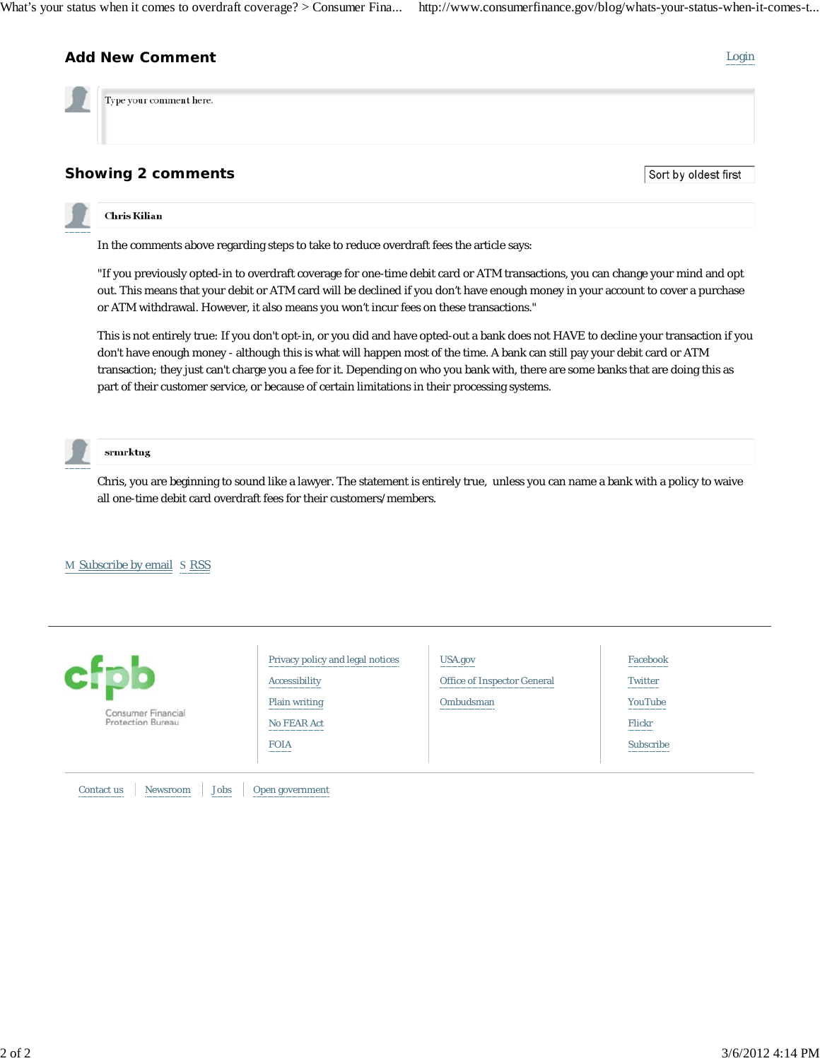## Add New Comment

Login

Type your comment here.

## Showing 2 comments

Sort by oldest first

**Chris Kilian**

In the comments above regarding steps to take to reduce overdraft fees the article says:

"If you previously opted-in to overdraft coverage for one-time debit card or ATM transactions, you can change your mind and opt out. This means that your debit or ATM card will be declined if you don't have enough money in your account to cover a purchase or ATM withdrawal. However, it also means you won't incur fees on these transactions."

This is not entirely true: If you don't opt-in, or you did and have opted-out a bank does not HAVE to decline your transaction if you don't have enough money - although this is what will happen most of the time. A bank can still pay your debit card or ATM transaction; they just can't charge you a fee for it. Depending on who you bank with, there are some banks that are doing this as part of their customer service, or because of certain limitations in their processing systems.

**srmrktng**

Chris, you are beginning to sound like a lawyer. The statement is entirely true, unless you can name a bank with a policy to waive all one-time debit card overdraft fees for their customers/members.

M Subscribe by email S RSS

Consumer Financial Protection Bureau

Privacy policy and legal notices
Accessibility
Plain writing
No FEAR Act
FOIA

USA.gov
Office of Inspector General
Ombudsman

Facebook
Twitter
YouTube
Flickr
Subscribe

Contact us | Newsroom | Jobs | Open government